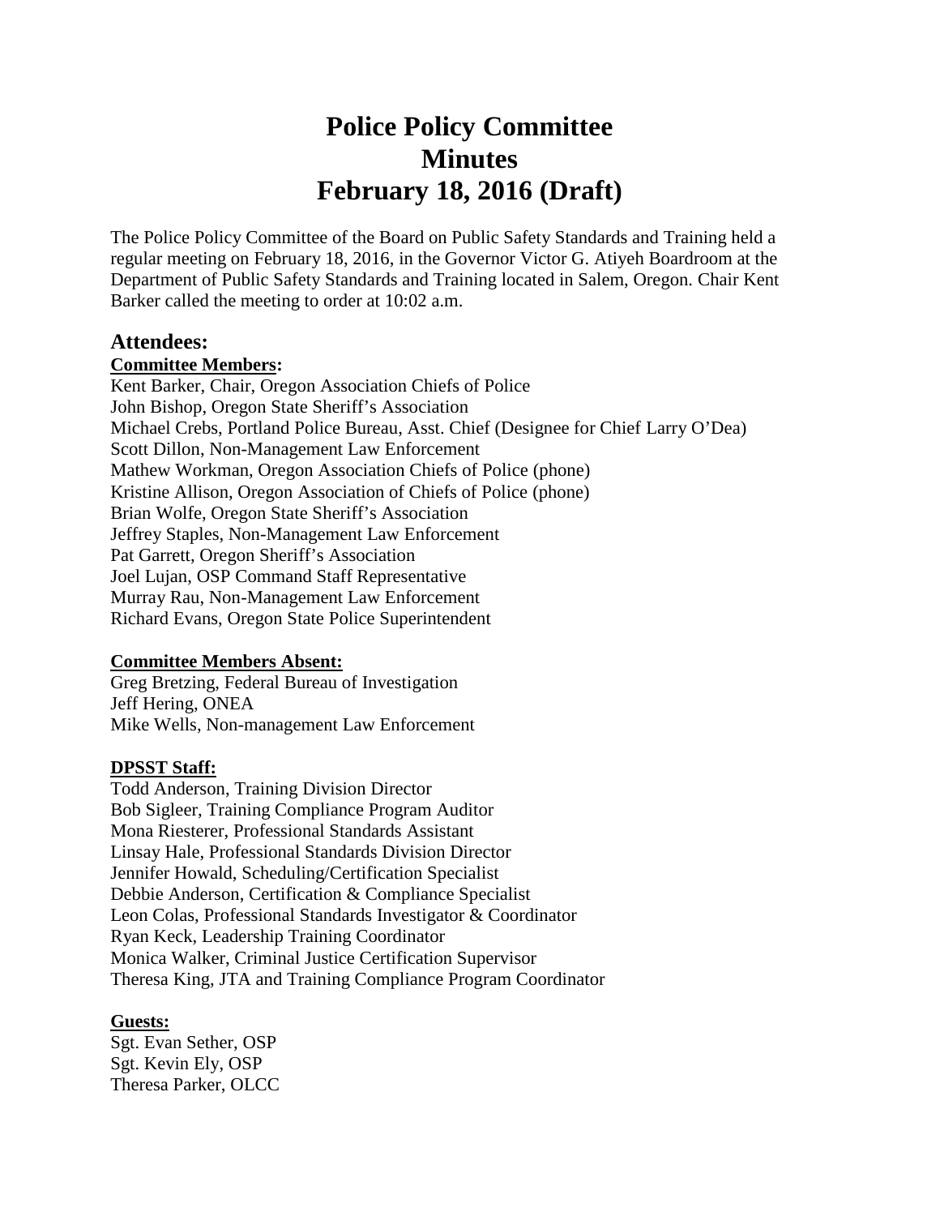# Police Policy Committee
# Minutes
# February 18, 2016 (Draft)

The Police Policy Committee of the Board on Public Safety Standards and Training held a regular meeting on February 18, 2016, in the Governor Victor G. Atiyeh Boardroom at the Department of Public Safety Standards and Training located in Salem, Oregon. Chair Kent Barker called the meeting to order at 10:02 a.m.

## Attendees:

**Committee Members:**

Kent Barker, Chair, Oregon Association Chiefs of Police
John Bishop, Oregon State Sheriff's Association
Michael Crebs, Portland Police Bureau, Asst. Chief (Designee for Chief Larry O'Dea)
Scott Dillon, Non-Management Law Enforcement
Mathew Workman, Oregon Association Chiefs of Police (phone)
Kristine Allison, Oregon Association of Chiefs of Police (phone)
Brian Wolfe, Oregon State Sheriff's Association
Jeffrey Staples, Non-Management Law Enforcement
Pat Garrett, Oregon Sheriff's Association
Joel Lujan, OSP Command Staff Representative
Murray Rau, Non-Management Law Enforcement
Richard Evans, Oregon State Police Superintendent

**Committee Members Absent:**

Greg Bretzing, Federal Bureau of Investigation
Jeff Hering, ONEA
Mike Wells, Non-management Law Enforcement

**DPSST Staff:**

Todd Anderson, Training Division Director
Bob Sigleer, Training Compliance Program Auditor
Mona Riesterer, Professional Standards Assistant
Linsay Hale, Professional Standards Division Director
Jennifer Howald, Scheduling/Certification Specialist
Debbie Anderson, Certification & Compliance Specialist
Leon Colas, Professional Standards Investigator & Coordinator
Ryan Keck, Leadership Training Coordinator
Monica Walker, Criminal Justice Certification Supervisor
Theresa King, JTA and Training Compliance Program Coordinator

**Guests:**

Sgt. Evan Sether, OSP
Sgt. Kevin Ely, OSP
Theresa Parker, OLCC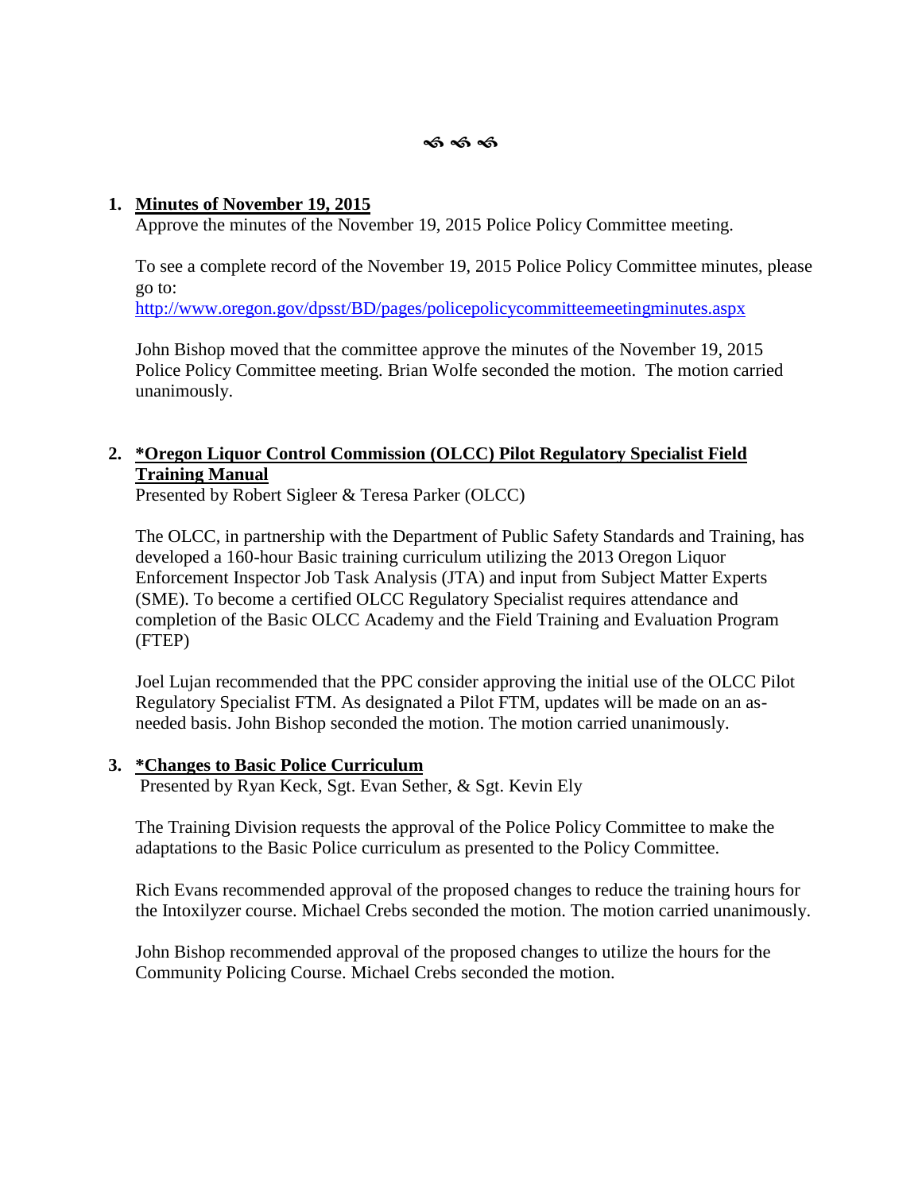࿐ ࿐ ࿐

1. **Minutes of November 19, 2015**

   Approve the minutes of the November 19, 2015 Police Policy Committee meeting.

   To see a complete record of the November 19, 2015 Police Policy Committee minutes, please go to:
   http://www.oregon.gov/dpsst/BD/pages/policepolicycommitteemeetingminutes.aspx

   John Bishop moved that the committee approve the minutes of the November 19, 2015 Police Policy Committee meeting. Brian Wolfe seconded the motion. The motion carried unanimously.

2. **\*Oregon Liquor Control Commission (OLCC) Pilot Regulatory Specialist Field Training Manual**

   Presented by Robert Sigleer & Teresa Parker (OLCC)

   The OLCC, in partnership with the Department of Public Safety Standards and Training, has developed a 160-hour Basic training curriculum utilizing the 2013 Oregon Liquor Enforcement Inspector Job Task Analysis (JTA) and input from Subject Matter Experts (SME). To become a certified OLCC Regulatory Specialist requires attendance and completion of the Basic OLCC Academy and the Field Training and Evaluation Program (FTEP)

   Joel Lujan recommended that the PPC consider approving the initial use of the OLCC Pilot Regulatory Specialist FTM. As designated a Pilot FTM, updates will be made on an as-needed basis. John Bishop seconded the motion. The motion carried unanimously.

3. **\*Changes to Basic Police Curriculum**

   Presented by Ryan Keck, Sgt. Evan Sether, & Sgt. Kevin Ely

   The Training Division requests the approval of the Police Policy Committee to make the adaptations to the Basic Police curriculum as presented to the Policy Committee.

   Rich Evans recommended approval of the proposed changes to reduce the training hours for the Intoxilyzer course. Michael Crebs seconded the motion. The motion carried unanimously.

   John Bishop recommended approval of the proposed changes to utilize the hours for the Community Policing Course. Michael Crebs seconded the motion.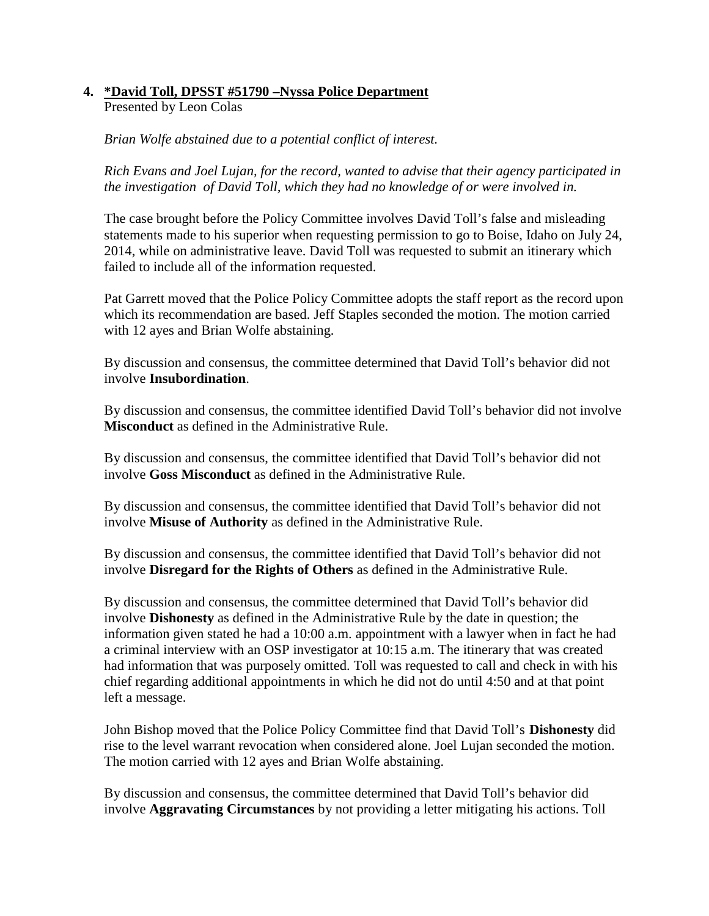**4. *David Toll, DPSST #51790 –Nyssa Police Department**

Presented by Leon Colas

*Brian Wolfe abstained due to a potential conflict of interest.*

*Rich Evans and Joel Lujan, for the record, wanted to advise that their agency participated in the investigation of David Toll, which they had no knowledge of or were involved in.*

The case brought before the Policy Committee involves David Toll's false and misleading statements made to his superior when requesting permission to go to Boise, Idaho on July 24, 2014, while on administrative leave. David Toll was requested to submit an itinerary which failed to include all of the information requested.

Pat Garrett moved that the Police Policy Committee adopts the staff report as the record upon which its recommendation are based. Jeff Staples seconded the motion. The motion carried with 12 ayes and Brian Wolfe abstaining.

By discussion and consensus, the committee determined that David Toll's behavior did not involve **Insubordination**.

By discussion and consensus, the committee identified David Toll's behavior did not involve **Misconduct** as defined in the Administrative Rule.

By discussion and consensus, the committee identified that David Toll's behavior did not involve **Goss Misconduct** as defined in the Administrative Rule.

By discussion and consensus, the committee identified that David Toll's behavior did not involve **Misuse of Authority** as defined in the Administrative Rule.

By discussion and consensus, the committee identified that David Toll's behavior did not involve **Disregard for the Rights of Others** as defined in the Administrative Rule.

By discussion and consensus, the committee determined that David Toll's behavior did involve **Dishonesty** as defined in the Administrative Rule by the date in question; the information given stated he had a 10:00 a.m. appointment with a lawyer when in fact he had a criminal interview with an OSP investigator at 10:15 a.m. The itinerary that was created had information that was purposely omitted. Toll was requested to call and check in with his chief regarding additional appointments in which he did not do until 4:50 and at that point left a message.

John Bishop moved that the Police Policy Committee find that David Toll's **Dishonesty** did rise to the level warrant revocation when considered alone. Joel Lujan seconded the motion. The motion carried with 12 ayes and Brian Wolfe abstaining.

By discussion and consensus, the committee determined that David Toll's behavior did involve **Aggravating Circumstances** by not providing a letter mitigating his actions. Toll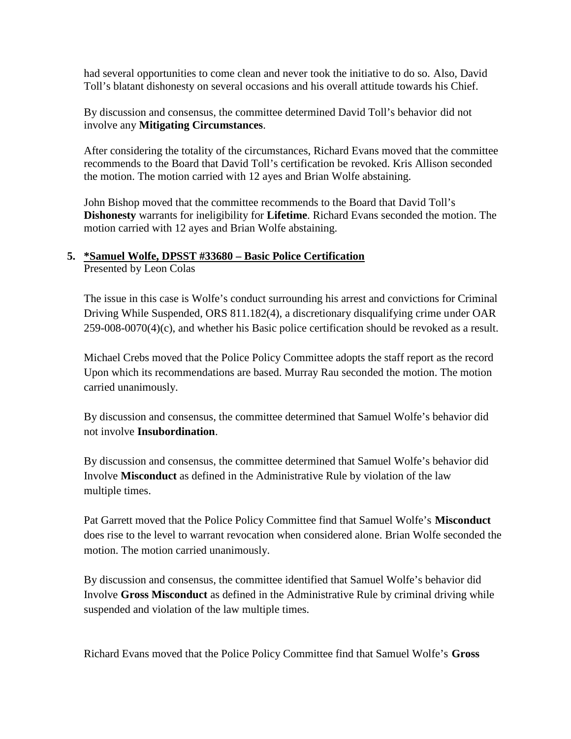had several opportunities to come clean and never took the initiative to do so. Also, David Toll's blatant dishonesty on several occasions and his overall attitude towards his Chief.

By discussion and consensus, the committee determined David Toll's behavior did not involve any **Mitigating Circumstances**.

After considering the totality of the circumstances, Richard Evans moved that the committee recommends to the Board that David Toll's certification be revoked. Kris Allison seconded the motion. The motion carried with 12 ayes and Brian Wolfe abstaining.

John Bishop moved that the committee recommends to the Board that David Toll's **Dishonesty** warrants for ineligibility for **Lifetime**. Richard Evans seconded the motion. The motion carried with 12 ayes and Brian Wolfe abstaining.

5. **<u>*Samuel Wolfe, DPSST #33680 – Basic Police Certification</u>**
Presented by Leon Colas

The issue in this case is Wolfe's conduct surrounding his arrest and convictions for Criminal Driving While Suspended, ORS 811.182(4), a discretionary disqualifying crime under OAR 259-008-0070(4)(c), and whether his Basic police certification should be revoked as a result.

Michael Crebs moved that the Police Policy Committee adopts the staff report as the record Upon which its recommendations are based. Murray Rau seconded the motion. The motion carried unanimously.

By discussion and consensus, the committee determined that Samuel Wolfe's behavior did not involve **Insubordination**.

By discussion and consensus, the committee determined that Samuel Wolfe's behavior did Involve **Misconduct** as defined in the Administrative Rule by violation of the law multiple times.

Pat Garrett moved that the Police Policy Committee find that Samuel Wolfe's **Misconduct** does rise to the level to warrant revocation when considered alone. Brian Wolfe seconded the motion. The motion carried unanimously.

By discussion and consensus, the committee identified that Samuel Wolfe's behavior did Involve **Gross Misconduct** as defined in the Administrative Rule by criminal driving while suspended and violation of the law multiple times.

Richard Evans moved that the Police Policy Committee find that Samuel Wolfe's **Gross**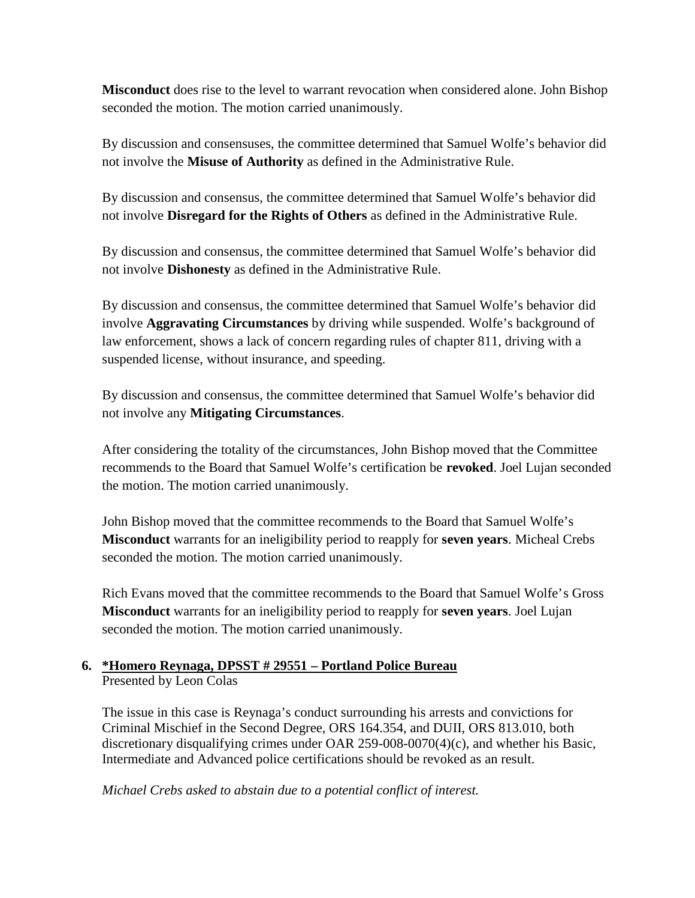**Misconduct** does rise to the level to warrant revocation when considered alone. John Bishop seconded the motion. The motion carried unanimously.

By discussion and consensuses, the committee determined that Samuel Wolfe's behavior did not involve the **Misuse of Authority** as defined in the Administrative Rule.

By discussion and consensus, the committee determined that Samuel Wolfe's behavior did not involve **Disregard for the Rights of Others** as defined in the Administrative Rule.

By discussion and consensus, the committee determined that Samuel Wolfe's behavior did not involve **Dishonesty** as defined in the Administrative Rule.

By discussion and consensus, the committee determined that Samuel Wolfe's behavior did involve **Aggravating Circumstances** by driving while suspended. Wolfe's background of law enforcement, shows a lack of concern regarding rules of chapter 811, driving with a suspended license, without insurance, and speeding.

By discussion and consensus, the committee determined that Samuel Wolfe's behavior did not involve any **Mitigating Circumstances**.

After considering the totality of the circumstances, John Bishop moved that the Committee recommends to the Board that Samuel Wolfe's certification be **revoked**. Joel Lujan seconded the motion. The motion carried unanimously.

John Bishop moved that the committee recommends to the Board that Samuel Wolfe's **Misconduct** warrants for an ineligibility period to reapply for **seven years**. Micheal Crebs seconded the motion. The motion carried unanimously.

Rich Evans moved that the committee recommends to the Board that Samuel Wolfe's Gross **Misconduct** warrants for an ineligibility period to reapply for **seven years**. Joel Lujan seconded the motion. The motion carried unanimously.

**6. \*Homero Reynaga, DPSST # 29551 – Portland Police Bureau**

Presented by Leon Colas

The issue in this case is Reynaga's conduct surrounding his arrests and convictions for Criminal Mischief in the Second Degree, ORS 164.354, and DUII, ORS 813.010, both discretionary disqualifying crimes under OAR 259-008-0070(4)(c), and whether his Basic, Intermediate and Advanced police certifications should be revoked as an result.

*Michael Crebs asked to abstain due to a potential conflict of interest.*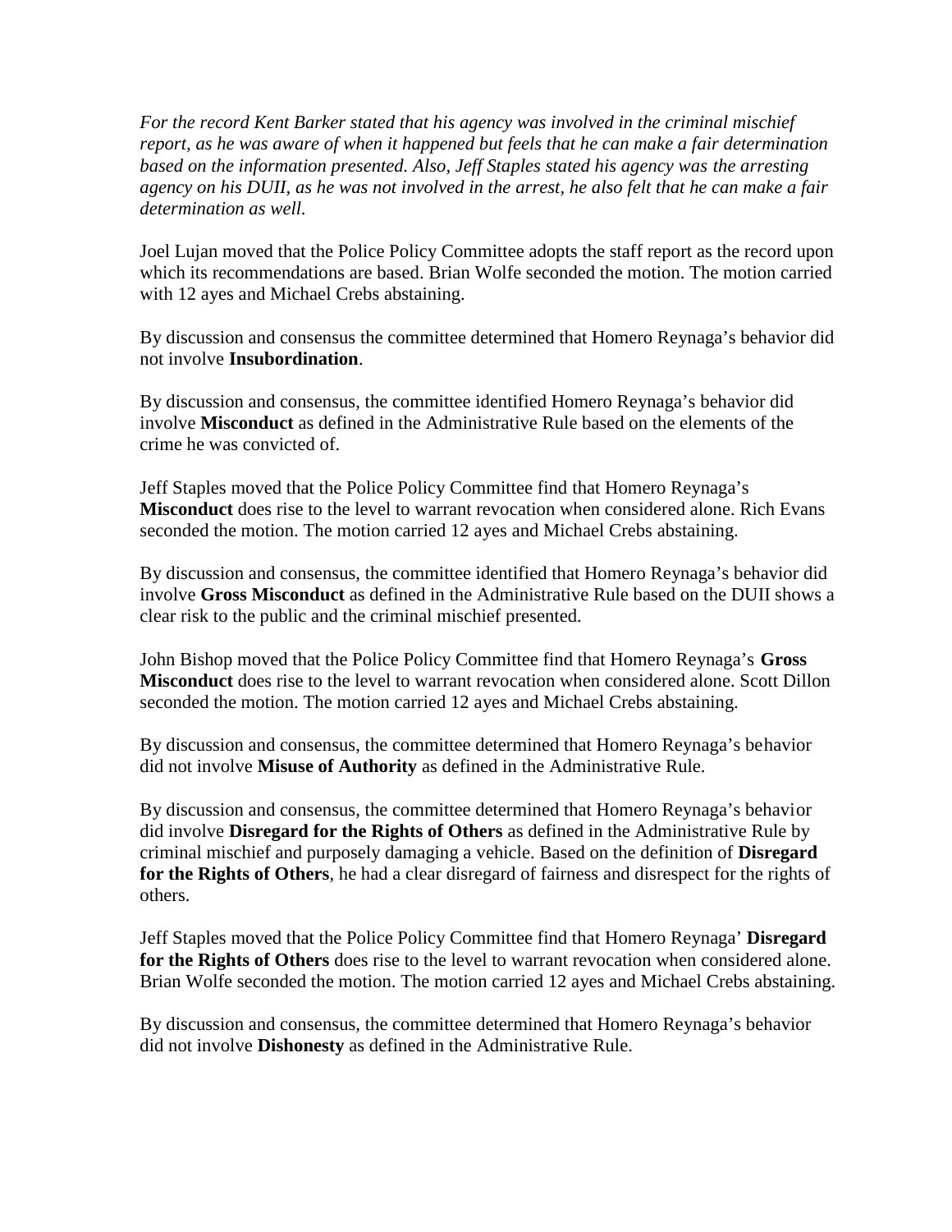*For the record Kent Barker stated that his agency was involved in the criminal mischief report, as he was aware of when it happened but feels that he can make a fair determination based on the information presented. Also, Jeff Staples stated his agency was the arresting agency on his DUII, as he was not involved in the arrest, he also felt that he can make a fair determination as well.*

Joel Lujan moved that the Police Policy Committee adopts the staff report as the record upon which its recommendations are based. Brian Wolfe seconded the motion. The motion carried with 12 ayes and Michael Crebs abstaining.

By discussion and consensus the committee determined that Homero Reynaga's behavior did not involve **Insubordination**.

By discussion and consensus, the committee identified Homero Reynaga's behavior did involve **Misconduct** as defined in the Administrative Rule based on the elements of the crime he was convicted of.

Jeff Staples moved that the Police Policy Committee find that Homero Reynaga's **Misconduct** does rise to the level to warrant revocation when considered alone. Rich Evans seconded the motion. The motion carried 12 ayes and Michael Crebs abstaining.

By discussion and consensus, the committee identified that Homero Reynaga's behavior did involve **Gross Misconduct** as defined in the Administrative Rule based on the DUII shows a clear risk to the public and the criminal mischief presented.

John Bishop moved that the Police Policy Committee find that Homero Reynaga's **Gross Misconduct** does rise to the level to warrant revocation when considered alone. Scott Dillon seconded the motion. The motion carried 12 ayes and Michael Crebs abstaining.

By discussion and consensus, the committee determined that Homero Reynaga's behavior did not involve **Misuse of Authority** as defined in the Administrative Rule.

By discussion and consensus, the committee determined that Homero Reynaga's behavior did involve **Disregard for the Rights of Others** as defined in the Administrative Rule by criminal mischief and purposely damaging a vehicle. Based on the definition of **Disregard for the Rights of Others**, he had a clear disregard of fairness and disrespect for the rights of others.

Jeff Staples moved that the Police Policy Committee find that Homero Reynaga' **Disregard for the Rights of Others** does rise to the level to warrant revocation when considered alone. Brian Wolfe seconded the motion. The motion carried 12 ayes and Michael Crebs abstaining.

By discussion and consensus, the committee determined that Homero Reynaga's behavior did not involve **Dishonesty** as defined in the Administrative Rule.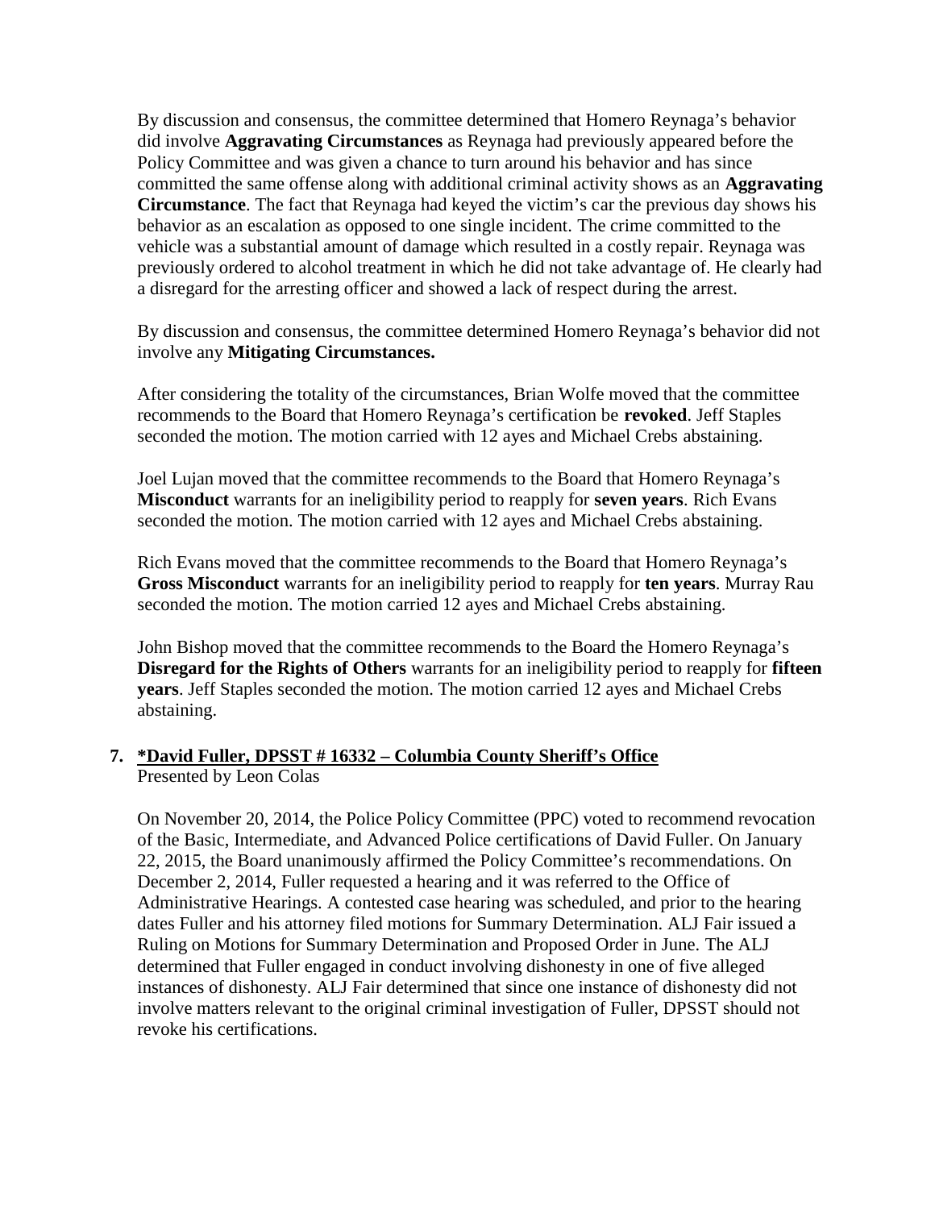By discussion and consensus, the committee determined that Homero Reynaga's behavior did involve **Aggravating Circumstances** as Reynaga had previously appeared before the Policy Committee and was given a chance to turn around his behavior and has since committed the same offense along with additional criminal activity shows as an **Aggravating Circumstance**. The fact that Reynaga had keyed the victim's car the previous day shows his behavior as an escalation as opposed to one single incident. The crime committed to the vehicle was a substantial amount of damage which resulted in a costly repair. Reynaga was previously ordered to alcohol treatment in which he did not take advantage of. He clearly had a disregard for the arresting officer and showed a lack of respect during the arrest.

By discussion and consensus, the committee determined Homero Reynaga's behavior did not involve any **Mitigating Circumstances.**

After considering the totality of the circumstances, Brian Wolfe moved that the committee recommends to the Board that Homero Reynaga's certification be **revoked**. Jeff Staples seconded the motion. The motion carried with 12 ayes and Michael Crebs abstaining.

Joel Lujan moved that the committee recommends to the Board that Homero Reynaga's **Misconduct** warrants for an ineligibility period to reapply for **seven years**. Rich Evans seconded the motion. The motion carried with 12 ayes and Michael Crebs abstaining.

Rich Evans moved that the committee recommends to the Board that Homero Reynaga's **Gross Misconduct** warrants for an ineligibility period to reapply for **ten years**. Murray Rau seconded the motion. The motion carried 12 ayes and Michael Crebs abstaining.

John Bishop moved that the committee recommends to the Board the Homero Reynaga's **Disregard for the Rights of Others** warrants for an ineligibility period to reapply for **fifteen years**. Jeff Staples seconded the motion. The motion carried 12 ayes and Michael Crebs abstaining.

**7. <u>*David Fuller, DPSST # 16332 – Columbia County Sheriff's Office</u>**

Presented by Leon Colas

On November 20, 2014, the Police Policy Committee (PPC) voted to recommend revocation of the Basic, Intermediate, and Advanced Police certifications of David Fuller. On January 22, 2015, the Board unanimously affirmed the Policy Committee's recommendations. On December 2, 2014, Fuller requested a hearing and it was referred to the Office of Administrative Hearings. A contested case hearing was scheduled, and prior to the hearing dates Fuller and his attorney filed motions for Summary Determination. ALJ Fair issued a Ruling on Motions for Summary Determination and Proposed Order in June. The ALJ determined that Fuller engaged in conduct involving dishonesty in one of five alleged instances of dishonesty. ALJ Fair determined that since one instance of dishonesty did not involve matters relevant to the original criminal investigation of Fuller, DPSST should not revoke his certifications.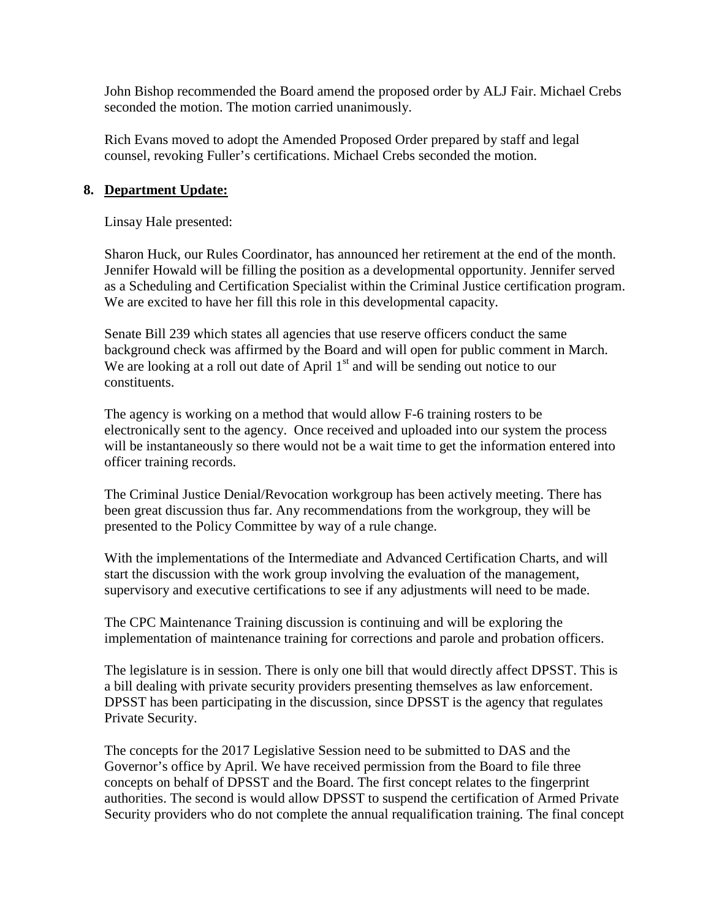John Bishop recommended the Board amend the proposed order by ALJ Fair. Michael Crebs seconded the motion. The motion carried unanimously.

Rich Evans moved to adopt the Amended Proposed Order prepared by staff and legal counsel, revoking Fuller's certifications. Michael Crebs seconded the motion.

**8. Department Update:**

Linsay Hale presented:

Sharon Huck, our Rules Coordinator, has announced her retirement at the end of the month. Jennifer Howald will be filling the position as a developmental opportunity. Jennifer served as a Scheduling and Certification Specialist within the Criminal Justice certification program. We are excited to have her fill this role in this developmental capacity.

Senate Bill 239 which states all agencies that use reserve officers conduct the same background check was affirmed by the Board and will open for public comment in March. We are looking at a roll out date of April 1st and will be sending out notice to our constituents.

The agency is working on a method that would allow F-6 training rosters to be electronically sent to the agency. Once received and uploaded into our system the process will be instantaneously so there would not be a wait time to get the information entered into officer training records.

The Criminal Justice Denial/Revocation workgroup has been actively meeting. There has been great discussion thus far. Any recommendations from the workgroup, they will be presented to the Policy Committee by way of a rule change.

With the implementations of the Intermediate and Advanced Certification Charts, and will start the discussion with the work group involving the evaluation of the management, supervisory and executive certifications to see if any adjustments will need to be made.

The CPC Maintenance Training discussion is continuing and will be exploring the implementation of maintenance training for corrections and parole and probation officers.

The legislature is in session. There is only one bill that would directly affect DPSST. This is a bill dealing with private security providers presenting themselves as law enforcement. DPSST has been participating in the discussion, since DPSST is the agency that regulates Private Security.

The concepts for the 2017 Legislative Session need to be submitted to DAS and the Governor's office by April. We have received permission from the Board to file three concepts on behalf of DPSST and the Board. The first concept relates to the fingerprint authorities. The second is would allow DPSST to suspend the certification of Armed Private Security providers who do not complete the annual requalification training. The final concept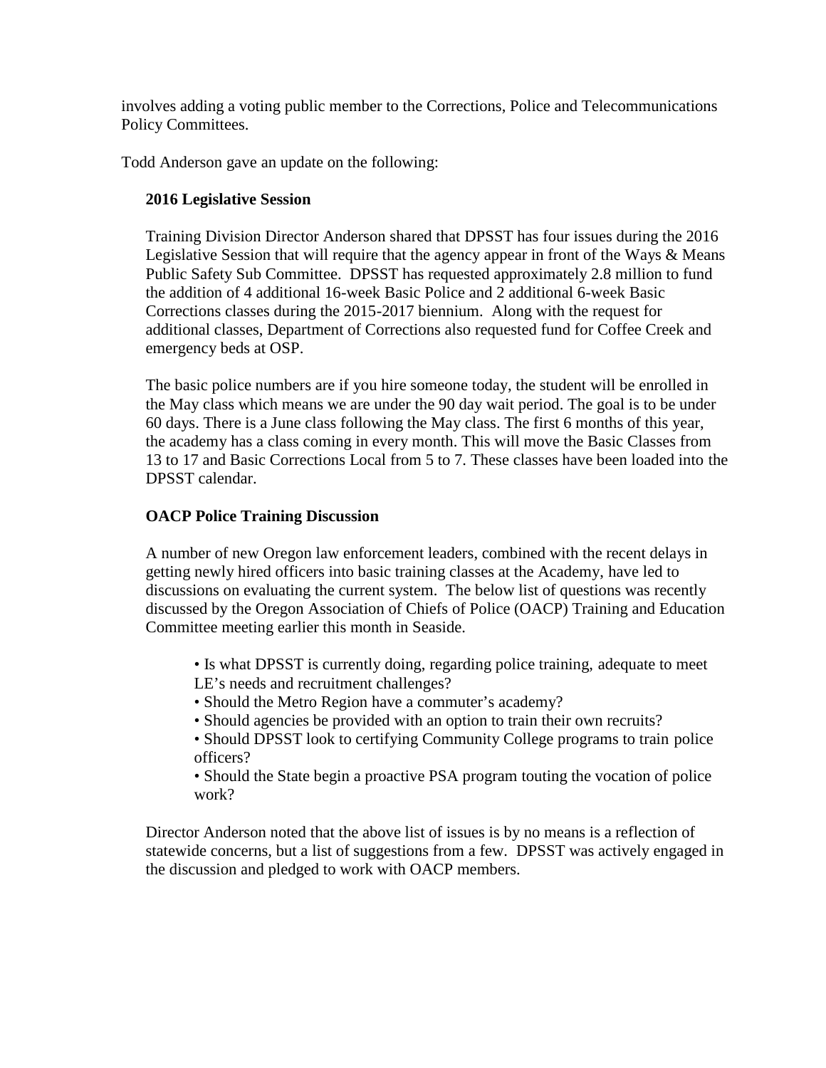involves adding a voting public member to the Corrections, Police and Telecommunications Policy Committees.

Todd Anderson gave an update on the following:

**2016 Legislative Session**

Training Division Director Anderson shared that DPSST has four issues during the 2016 Legislative Session that will require that the agency appear in front of the Ways & Means Public Safety Sub Committee. DPSST has requested approximately 2.8 million to fund the addition of 4 additional 16-week Basic Police and 2 additional 6-week Basic Corrections classes during the 2015-2017 biennium. Along with the request for additional classes, Department of Corrections also requested fund for Coffee Creek and emergency beds at OSP.

The basic police numbers are if you hire someone today, the student will be enrolled in the May class which means we are under the 90 day wait period. The goal is to be under 60 days. There is a June class following the May class. The first 6 months of this year, the academy has a class coming in every month. This will move the Basic Classes from 13 to 17 and Basic Corrections Local from 5 to 7. These classes have been loaded into the DPSST calendar.

**OACP Police Training Discussion**

A number of new Oregon law enforcement leaders, combined with the recent delays in getting newly hired officers into basic training classes at the Academy, have led to discussions on evaluating the current system. The below list of questions was recently discussed by the Oregon Association of Chiefs of Police (OACP) Training and Education Committee meeting earlier this month in Seaside.

- Is what DPSST is currently doing, regarding police training, adequate to meet LE's needs and recruitment challenges?
- Should the Metro Region have a commuter's academy?
- Should agencies be provided with an option to train their own recruits?
- Should DPSST look to certifying Community College programs to train police officers?
- Should the State begin a proactive PSA program touting the vocation of police work?

Director Anderson noted that the above list of issues is by no means is a reflection of statewide concerns, but a list of suggestions from a few. DPSST was actively engaged in the discussion and pledged to work with OACP members.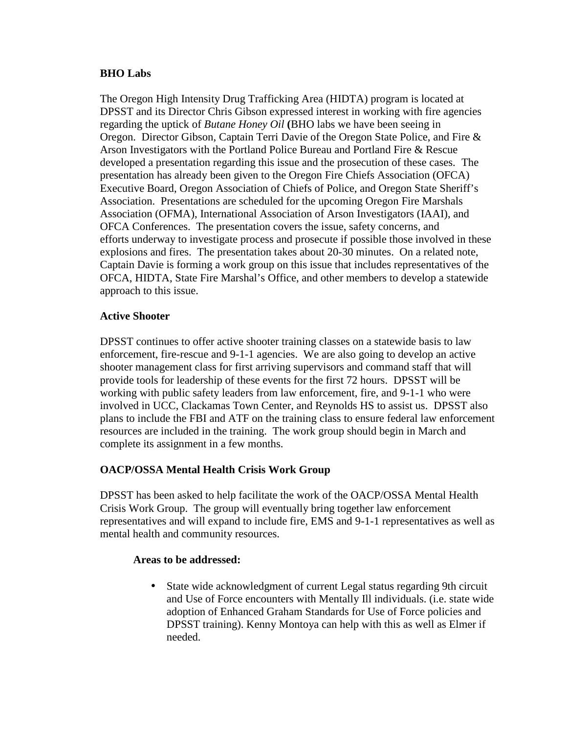**BHO Labs**

The Oregon High Intensity Drug Trafficking Area (HIDTA) program is located at DPSST and its Director Chris Gibson expressed interest in working with fire agencies regarding the uptick of *Butane Honey Oil* **(**BHO labs we have been seeing in Oregon. Director Gibson, Captain Terri Davie of the Oregon State Police, and Fire & Arson Investigators with the Portland Police Bureau and Portland Fire & Rescue developed a presentation regarding this issue and the prosecution of these cases. The presentation has already been given to the Oregon Fire Chiefs Association (OFCA) Executive Board, Oregon Association of Chiefs of Police, and Oregon State Sheriff's Association. Presentations are scheduled for the upcoming Oregon Fire Marshals Association (OFMA), International Association of Arson Investigators (IAAI), and OFCA Conferences. The presentation covers the issue, safety concerns, and efforts underway to investigate process and prosecute if possible those involved in these explosions and fires. The presentation takes about 20-30 minutes. On a related note, Captain Davie is forming a work group on this issue that includes representatives of the OFCA, HIDTA, State Fire Marshal's Office, and other members to develop a statewide approach to this issue.

**Active Shooter**

DPSST continues to offer active shooter training classes on a statewide basis to law enforcement, fire-rescue and 9-1-1 agencies. We are also going to develop an active shooter management class for first arriving supervisors and command staff that will provide tools for leadership of these events for the first 72 hours. DPSST will be working with public safety leaders from law enforcement, fire, and 9-1-1 who were involved in UCC, Clackamas Town Center, and Reynolds HS to assist us. DPSST also plans to include the FBI and ATF on the training class to ensure federal law enforcement resources are included in the training. The work group should begin in March and complete its assignment in a few months.

**OACP/OSSA Mental Health Crisis Work Group**

DPSST has been asked to help facilitate the work of the OACP/OSSA Mental Health Crisis Work Group. The group will eventually bring together law enforcement representatives and will expand to include fire, EMS and 9-1-1 representatives as well as mental health and community resources.

**Areas to be addressed:**

- State wide acknowledgment of current Legal status regarding 9th circuit and Use of Force encounters with Mentally Ill individuals. (i.e. state wide adoption of Enhanced Graham Standards for Use of Force policies and DPSST training). Kenny Montoya can help with this as well as Elmer if needed.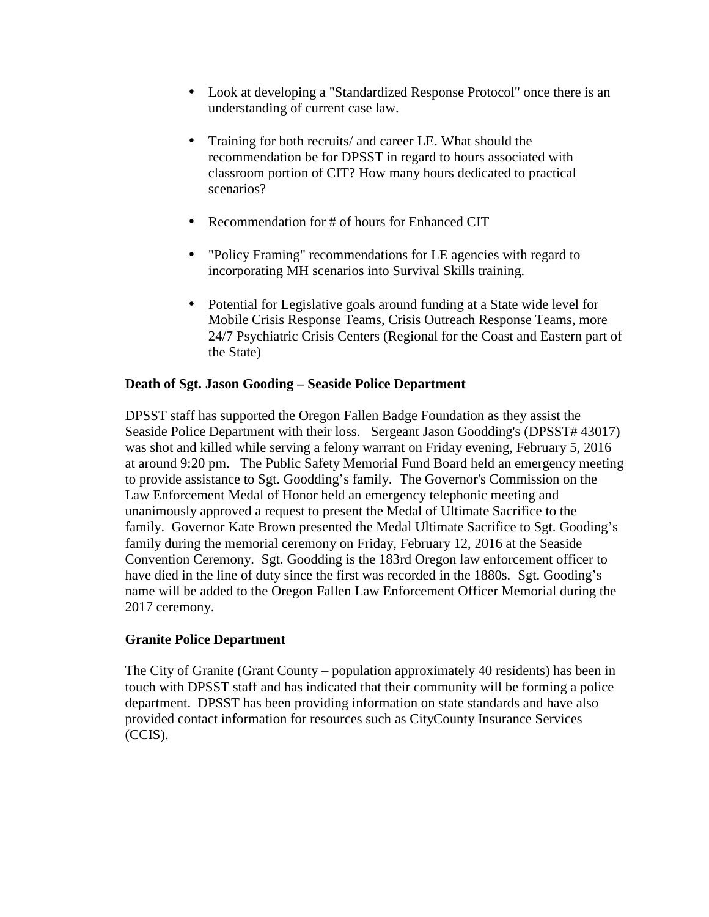- Look at developing a "Standardized Response Protocol" once there is an understanding of current case law.

- Training for both recruits/ and career LE. What should the recommendation be for DPSST in regard to hours associated with classroom portion of CIT? How many hours dedicated to practical scenarios?

- Recommendation for # of hours for Enhanced CIT

- "Policy Framing" recommendations for LE agencies with regard to incorporating MH scenarios into Survival Skills training.

- Potential for Legislative goals around funding at a State wide level for Mobile Crisis Response Teams, Crisis Outreach Response Teams, more 24/7 Psychiatric Crisis Centers (Regional for the Coast and Eastern part of the State)

**Death of Sgt. Jason Gooding – Seaside Police Department**

DPSST staff has supported the Oregon Fallen Badge Foundation as they assist the Seaside Police Department with their loss. Sergeant Jason Goodding's (DPSST# 43017) was shot and killed while serving a felony warrant on Friday evening, February 5, 2016 at around 9:20 pm. The Public Safety Memorial Fund Board held an emergency meeting to provide assistance to Sgt. Goodding's family. The Governor's Commission on the Law Enforcement Medal of Honor held an emergency telephonic meeting and unanimously approved a request to present the Medal of Ultimate Sacrifice to the family. Governor Kate Brown presented the Medal Ultimate Sacrifice to Sgt. Gooding's family during the memorial ceremony on Friday, February 12, 2016 at the Seaside Convention Ceremony. Sgt. Goodding is the 183rd Oregon law enforcement officer to have died in the line of duty since the first was recorded in the 1880s. Sgt. Gooding's name will be added to the Oregon Fallen Law Enforcement Officer Memorial during the 2017 ceremony.

**Granite Police Department**

The City of Granite (Grant County – population approximately 40 residents) has been in touch with DPSST staff and has indicated that their community will be forming a police department. DPSST has been providing information on state standards and have also provided contact information for resources such as CityCounty Insurance Services (CCIS).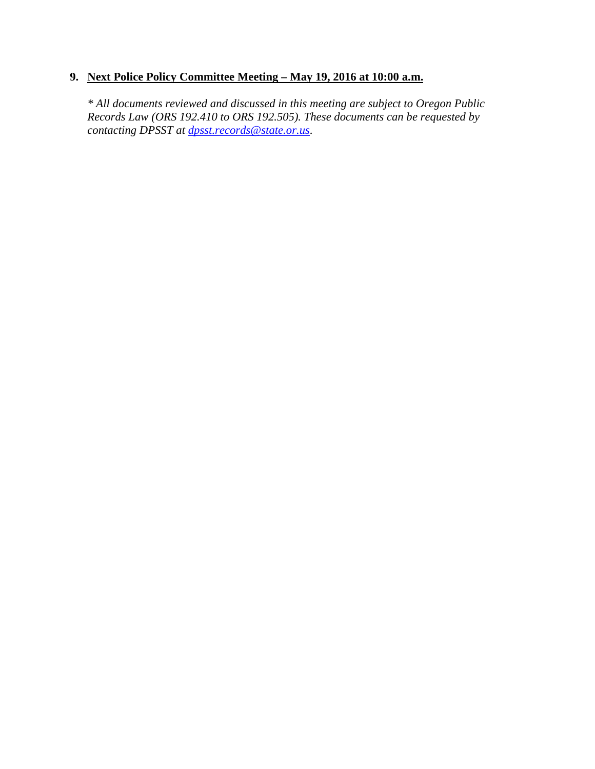9. **<u>Next Police Policy Committee Meeting – May 19, 2016 at 10:00 a.m.</u>**

*\* All documents reviewed and discussed in this meeting are subject to Oregon Public Records Law (ORS 192.410 to ORS 192.505). These documents can be requested by contacting DPSST at dpsst.records@state.or.us.*